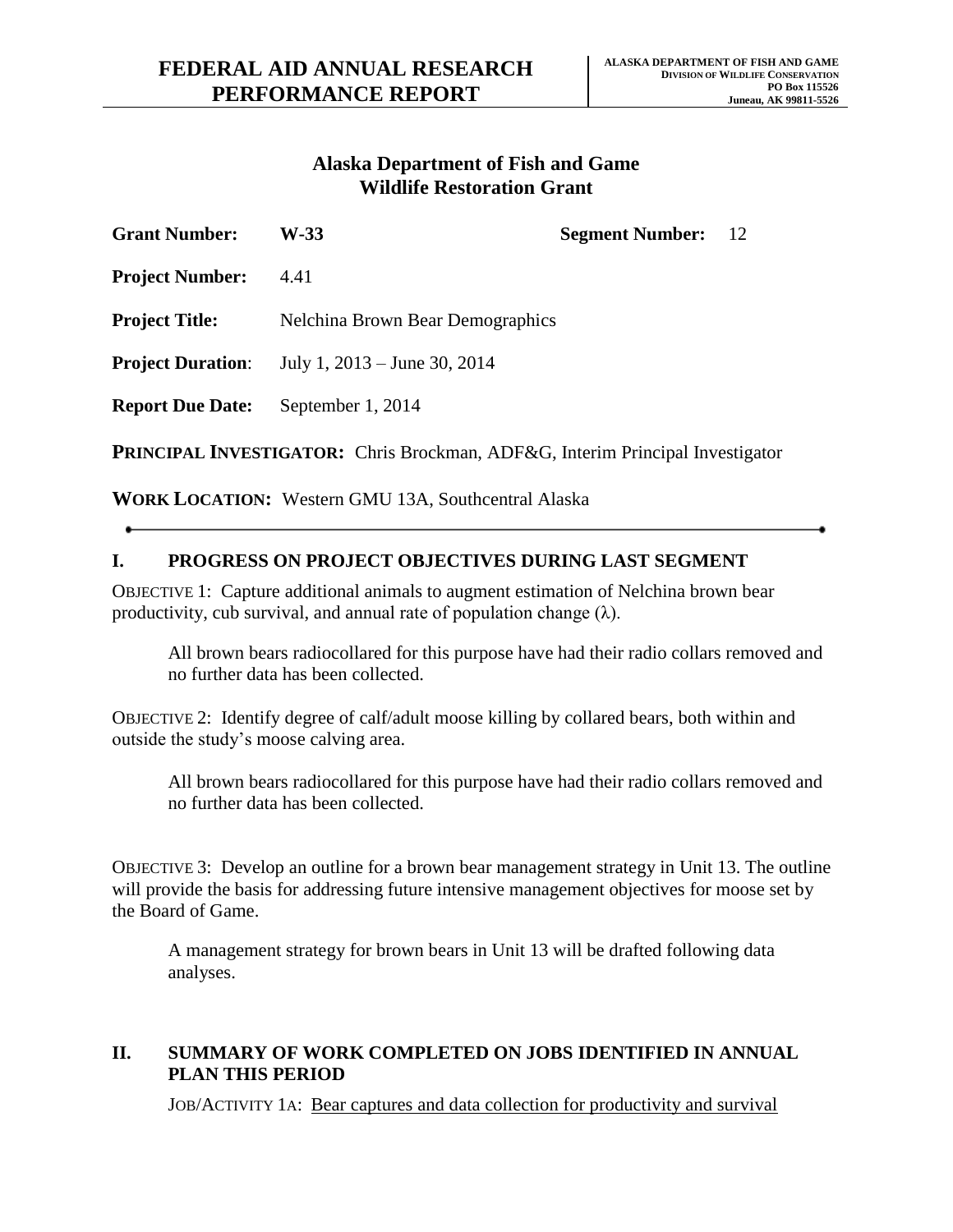# FEDERAL AID ANNUAL RESEARCH PERFORMANCE REPORT

**ALASKA DEPARTMENT OF FISH AND GAME**
**DIVISION OF WILDLIFE CONSERVATION**
**PO Box 115526**
**Juneau, AK 99811-5526**

## Alaska Department of Fish and Game
## Wildlife Restoration Grant

**Grant Number:** W-33 **Segment Number:** 12

**Project Number:** 4.41

**Project Title:** Nelchina Brown Bear Demographics

**Project Duration**: July 1, 2013 – June 30, 2014

**Report Due Date:** September 1, 2014

**PRINCIPAL INVESTIGATOR:** Chris Brockman, ADF&G, Interim Principal Investigator

**WORK LOCATION:** Western GMU 13A, Southcentral Alaska

---

## I. PROGRESS ON PROJECT OBJECTIVES DURING LAST SEGMENT

OBJECTIVE 1: Capture additional animals to augment estimation of Nelchina brown bear productivity, cub survival, and annual rate of population change ($\lambda$).

All brown bears radiocollared for this purpose have had their radio collars removed and no further data has been collected.

OBJECTIVE 2: Identify degree of calf/adult moose killing by collared bears, both within and outside the study's moose calving area.

All brown bears radiocollared for this purpose have had their radio collars removed and no further data has been collected.

OBJECTIVE 3: Develop an outline for a brown bear management strategy in Unit 13. The outline will provide the basis for addressing future intensive management objectives for moose set by the Board of Game.

A management strategy for brown bears in Unit 13 will be drafted following data analyses.

## II. SUMMARY OF WORK COMPLETED ON JOBS IDENTIFIED IN ANNUAL PLAN THIS PERIOD

JOB/ACTIVITY 1A: Bear captures and data collection for productivity and survival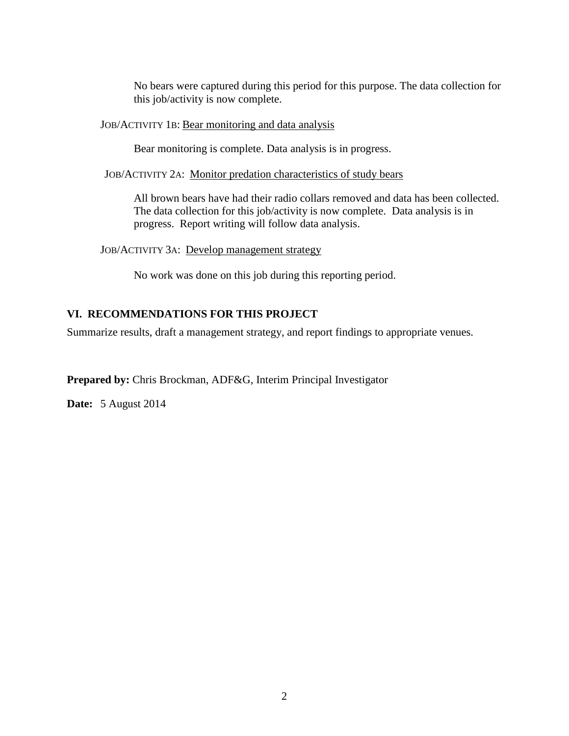No bears were captured during this period for this purpose. The data collection for this job/activity is now complete.

JOB/ACTIVITY 1B: Bear monitoring and data analysis

Bear monitoring is complete. Data analysis is in progress.

JOB/ACTIVITY 2A: Monitor predation characteristics of study bears

All brown bears have had their radio collars removed and data has been collected. The data collection for this job/activity is now complete. Data analysis is in progress. Report writing will follow data analysis.

JOB/ACTIVITY 3A: Develop management strategy

No work was done on this job during this reporting period.

## VI. RECOMMENDATIONS FOR THIS PROJECT

Summarize results, draft a management strategy, and report findings to appropriate venues.

**Prepared by:** Chris Brockman, ADF&G, Interim Principal Investigator

**Date:** 5 August 2014